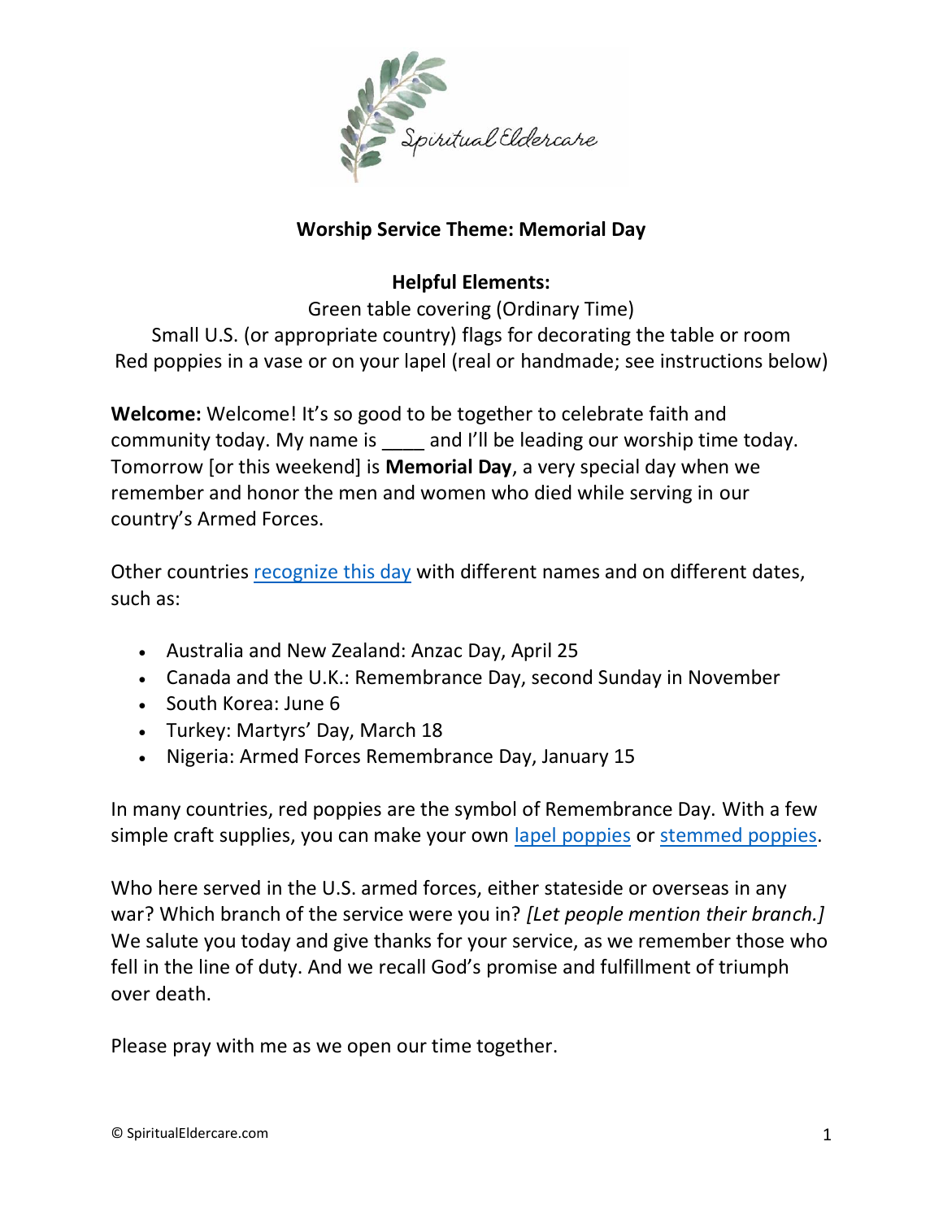Spiritual Eldercare

**Worship Service Theme: Memorial Day**

**Helpful Elements:**

Green table covering (Ordinary Time)
Small U.S. (or appropriate country) flags for decorating the table or room
Red poppies in a vase or on your lapel (real or handmade; see instructions below)

**Welcome:** Welcome! It's so good to be together to celebrate faith and community today. My name is ____ and I'll be leading our worship time today. Tomorrow [or this weekend] is **Memorial Day**, a very special day when we remember and honor the men and women who died while serving in our country's Armed Forces.

Other countries recognize this day with different names and on different dates, such as:

- Australia and New Zealand: Anzac Day, April 25
- Canada and the U.K.: Remembrance Day, second Sunday in November
- South Korea: June 6
- Turkey: Martyrs' Day, March 18
- Nigeria: Armed Forces Remembrance Day, January 15

In many countries, red poppies are the symbol of Remembrance Day. With a few simple craft supplies, you can make your own lapel poppies or stemmed poppies.

Who here served in the U.S. armed forces, either stateside or overseas in any war? Which branch of the service were you in? *[Let people mention their branch.]* We salute you today and give thanks for your service, as we remember those who fell in the line of duty. And we recall God's promise and fulfillment of triumph over death.

Please pray with me as we open our time together.

© SpiritualEldercare.com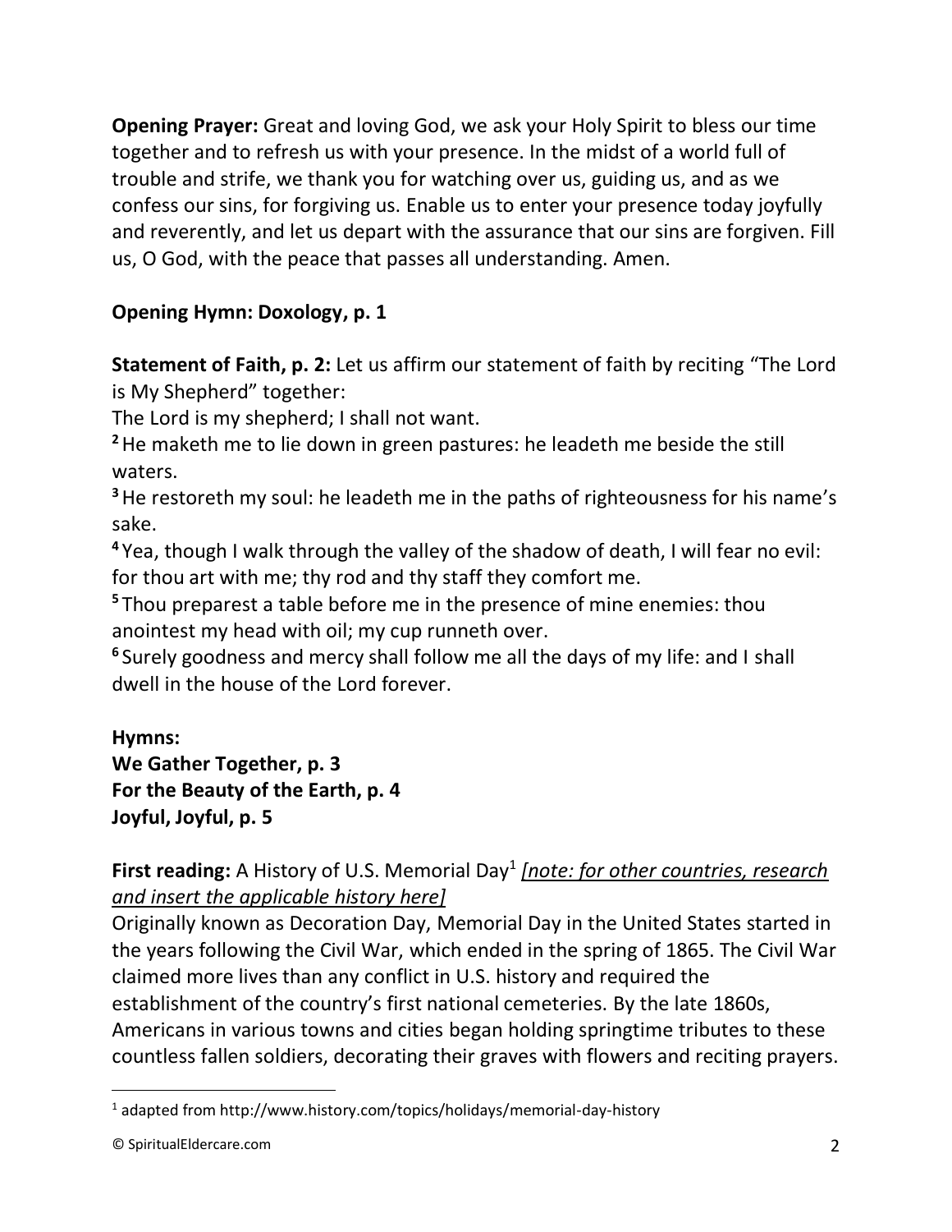**Opening Prayer:** Great and loving God, we ask your Holy Spirit to bless our time together and to refresh us with your presence. In the midst of a world full of trouble and strife, we thank you for watching over us, guiding us, and as we confess our sins, for forgiving us. Enable us to enter your presence today joyfully and reverently, and let us depart with the assurance that our sins are forgiven. Fill us, O God, with the peace that passes all understanding. Amen.

**Opening Hymn: Doxology, p. 1**

**Statement of Faith, p. 2:** Let us affirm our statement of faith by reciting "The Lord is My Shepherd" together:

The Lord is my shepherd; I shall not want.

**2** He maketh me to lie down in green pastures: he leadeth me beside the still waters.

**3** He restoreth my soul: he leadeth me in the paths of righteousness for his name's sake.

**4** Yea, though I walk through the valley of the shadow of death, I will fear no evil: for thou art with me; thy rod and thy staff they comfort me.

**5** Thou preparest a table before me in the presence of mine enemies: thou anointest my head with oil; my cup runneth over.

**6** Surely goodness and mercy shall follow me all the days of my life: and I shall dwell in the house of the Lord forever.

**Hymns:**
**We Gather Together, p. 3**
**For the Beauty of the Earth, p. 4**
**Joyful, Joyful, p. 5**

**First reading:** A History of U.S. Memorial Day[1] *[note: for other countries, research and insert the applicable history here]*

Originally known as Decoration Day, Memorial Day in the United States started in the years following the Civil War, which ended in the spring of 1865. The Civil War claimed more lives than any conflict in U.S. history and required the establishment of the country's first national cemeteries. By the late 1860s, Americans in various towns and cities began holding springtime tributes to these countless fallen soldiers, decorating their graves with flowers and reciting prayers.

---

[1] adapted from http://www.history.com/topics/holidays/memorial-day-history

© SpiritualEldercare.com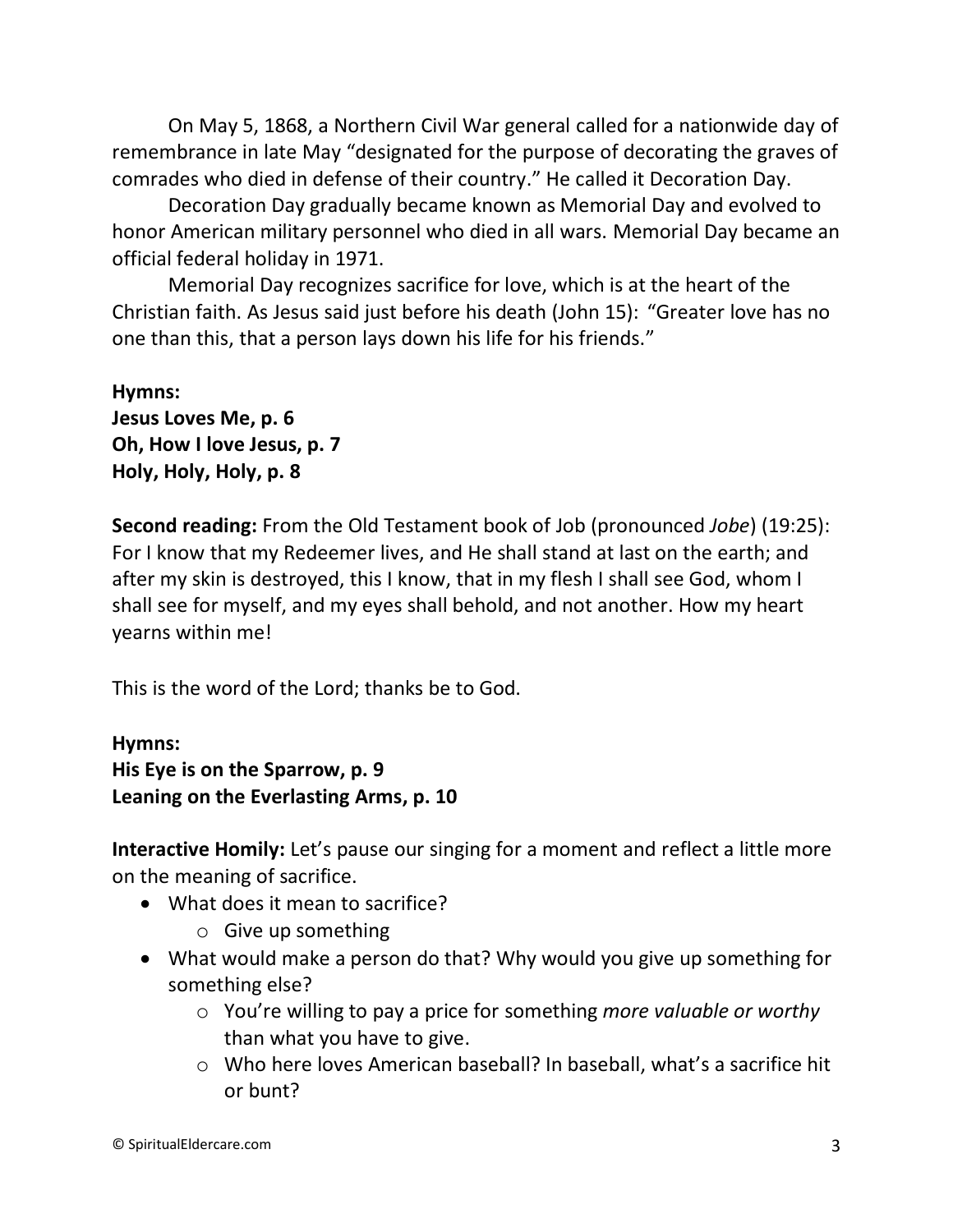On May 5, 1868, a Northern Civil War general called for a nationwide day of remembrance in late May "designated for the purpose of decorating the graves of comrades who died in defense of their country." He called it Decoration Day.

Decoration Day gradually became known as Memorial Day and evolved to honor American military personnel who died in all wars. Memorial Day became an official federal holiday in 1971.

Memorial Day recognizes sacrifice for love, which is at the heart of the Christian faith. As Jesus said just before his death (John 15): "Greater love has no one than this, that a person lays down his life for his friends."

**Hymns:**
**Jesus Loves Me, p. 6**
**Oh, How I love Jesus, p. 7**
**Holy, Holy, Holy, p. 8**

**Second reading:** From the Old Testament book of Job (pronounced *Jobe*) (19:25): For I know that my Redeemer lives, and He shall stand at last on the earth; and after my skin is destroyed, this I know, that in my flesh I shall see God, whom I shall see for myself, and my eyes shall behold, and not another. How my heart yearns within me!

This is the word of the Lord; thanks be to God.

**Hymns:**
**His Eye is on the Sparrow, p. 9**
**Leaning on the Everlasting Arms, p. 10**

**Interactive Homily:** Let's pause our singing for a moment and reflect a little more on the meaning of sacrifice.

- What does it mean to sacrifice?
  - Give up something
- What would make a person do that? Why would you give up something for something else?
  - You're willing to pay a price for something *more valuable or worthy* than what you have to give.
  - Who here loves American baseball? In baseball, what's a sacrifice hit or bunt?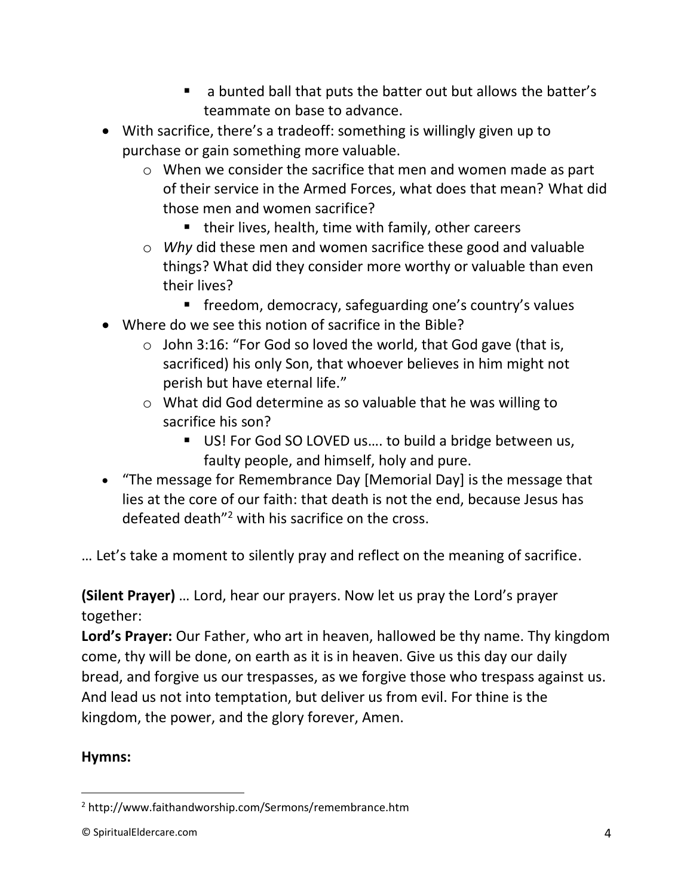- a bunted ball that puts the batter out but allows the batter's teammate on base to advance.
- With sacrifice, there's a tradeoff: something is willingly given up to purchase or gain something more valuable.
    - When we consider the sacrifice that men and women made as part of their service in the Armed Forces, what does that mean? What did those men and women sacrifice?
        - their lives, health, time with family, other careers
    - *Why* did these men and women sacrifice these good and valuable things? What did they consider more worthy or valuable than even their lives?
        - freedom, democracy, safeguarding one's country's values
- Where do we see this notion of sacrifice in the Bible?
    - John 3:16: "For God so loved the world, that God gave (that is, sacrificed) his only Son, that whoever believes in him might not perish but have eternal life."
    - What did God determine as so valuable that he was willing to sacrifice his son?
        - US! For God SO LOVED us…. to build a bridge between us, faulty people, and himself, holy and pure.
- "The message for Remembrance Day [Memorial Day] is the message that lies at the core of our faith: that death is not the end, because Jesus has defeated death"[2] with his sacrifice on the cross.

… Let's take a moment to silently pray and reflect on the meaning of sacrifice.

**(Silent Prayer)** … Lord, hear our prayers. Now let us pray the Lord's prayer together:

**Lord's Prayer:** Our Father, who art in heaven, hallowed be thy name. Thy kingdom come, thy will be done, on earth as it is in heaven. Give us this day our daily bread, and forgive us our trespasses, as we forgive those who trespass against us. And lead us not into temptation, but deliver us from evil. For thine is the kingdom, the power, and the glory forever, Amen.

**Hymns:**

---

[2] http://www.faithandworship.com/Sermons/remembrance.htm

© SpiritualEldercare.com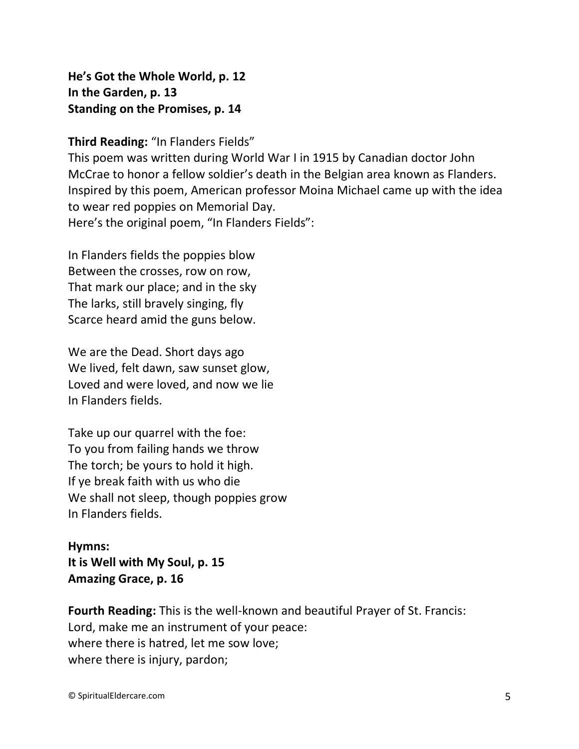**He's Got the Whole World, p. 12**
**In the Garden, p. 13**
**Standing on the Promises, p. 14**

**Third Reading:** "In Flanders Fields"
This poem was written during World War I in 1915 by Canadian doctor John McCrae to honor a fellow soldier's death in the Belgian area known as Flanders. Inspired by this poem, American professor Moina Michael came up with the idea to wear red poppies on Memorial Day.
Here's the original poem, "In Flanders Fields":

In Flanders fields the poppies blow
Between the crosses, row on row,
That mark our place; and in the sky
The larks, still bravely singing, fly
Scarce heard amid the guns below.

We are the Dead. Short days ago
We lived, felt dawn, saw sunset glow,
Loved and were loved, and now we lie
In Flanders fields.

Take up our quarrel with the foe:
To you from failing hands we throw
The torch; be yours to hold it high.
If ye break faith with us who die
We shall not sleep, though poppies grow
In Flanders fields.

**Hymns:**
**It is Well with My Soul, p. 15**
**Amazing Grace, p. 16**

**Fourth Reading:** This is the well-known and beautiful Prayer of St. Francis:
Lord, make me an instrument of your peace:
where there is hatred, let me sow love;
where there is injury, pardon;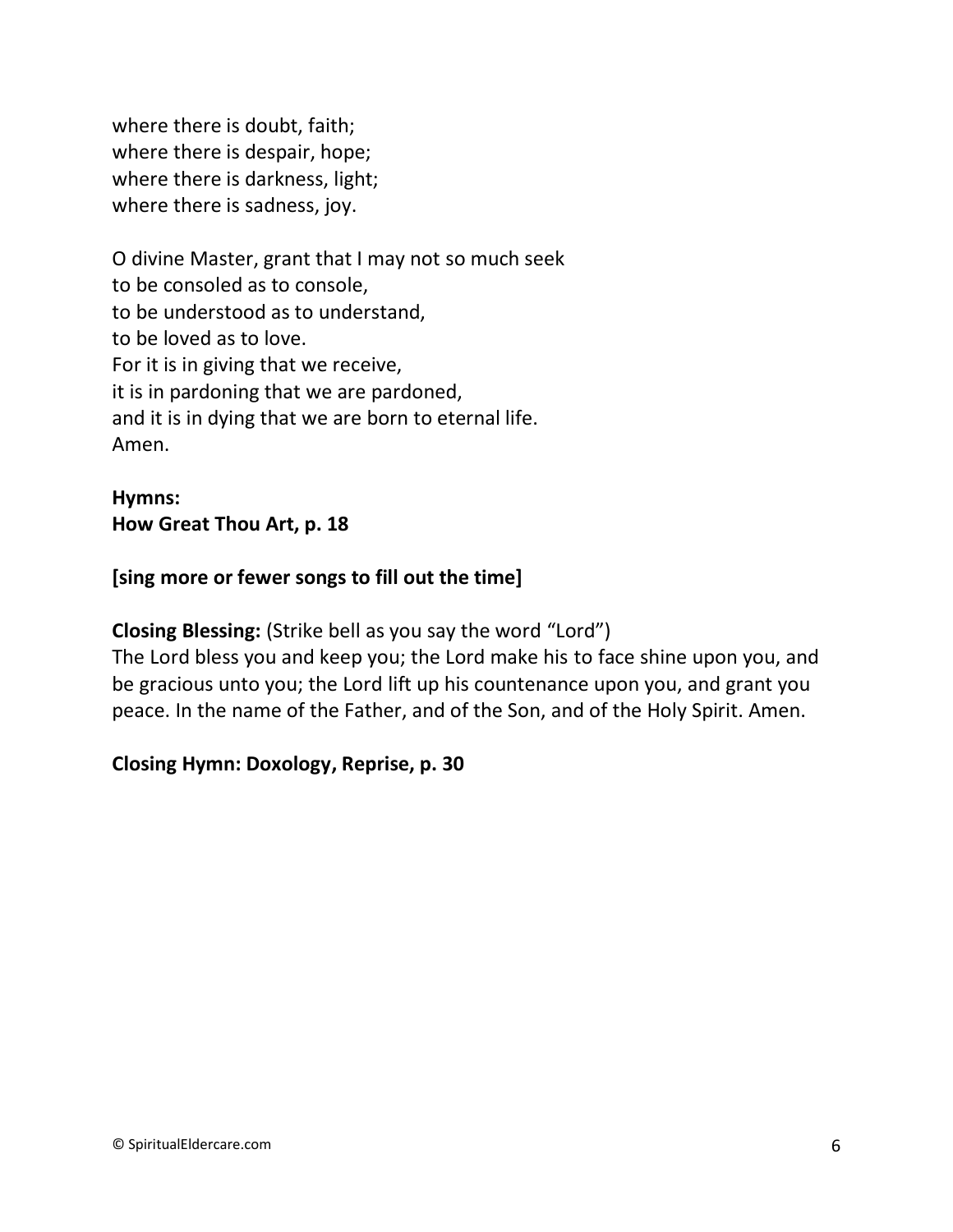where there is doubt, faith;
where there is despair, hope;
where there is darkness, light;
where there is sadness, joy.

O divine Master, grant that I may not so much seek
to be consoled as to console,
to be understood as to understand,
to be loved as to love.
For it is in giving that we receive,
it is in pardoning that we are pardoned,
and it is in dying that we are born to eternal life.
Amen.

**Hymns:**
**How Great Thou Art, p. 18**

**[sing more or fewer songs to fill out the time]**

**Closing Blessing:** (Strike bell as you say the word "Lord")
The Lord bless you and keep you; the Lord make his to face shine upon you, and be gracious unto you; the Lord lift up his countenance upon you, and grant you peace. In the name of the Father, and of the Son, and of the Holy Spirit. Amen.

**Closing Hymn: Doxology, Reprise, p. 30**

© SpiritualEldercare.com